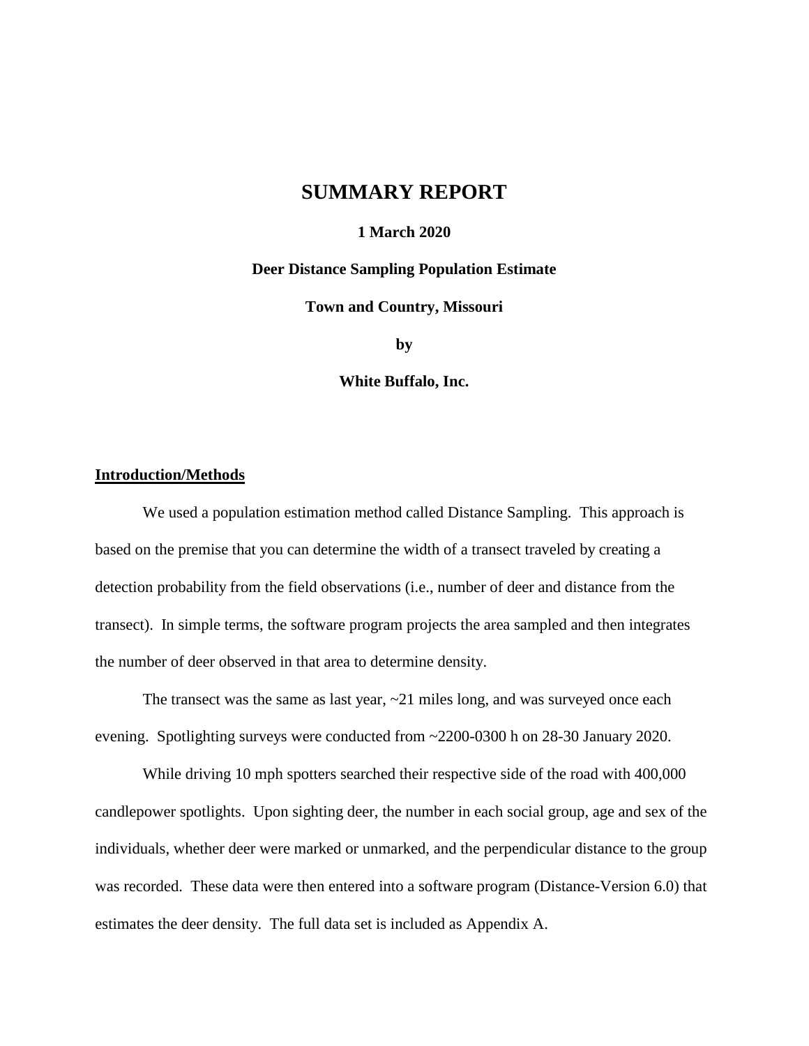# SUMMARY REPORT

**1 March 2020**

**Deer Distance Sampling Population Estimate**

**Town and Country, Missouri**

**by**

**White Buffalo, Inc.**

## Introduction/Methods

We used a population estimation method called Distance Sampling. This approach is based on the premise that you can determine the width of a transect traveled by creating a detection probability from the field observations (i.e., number of deer and distance from the transect). In simple terms, the software program projects the area sampled and then integrates the number of deer observed in that area to determine density.

The transect was the same as last year, ~21 miles long, and was surveyed once each evening. Spotlighting surveys were conducted from ~2200-0300 h on 28-30 January 2020.

While driving 10 mph spotters searched their respective side of the road with 400,000 candlepower spotlights. Upon sighting deer, the number in each social group, age and sex of the individuals, whether deer were marked or unmarked, and the perpendicular distance to the group was recorded. These data were then entered into a software program (Distance-Version 6.0) that estimates the deer density. The full data set is included as Appendix A.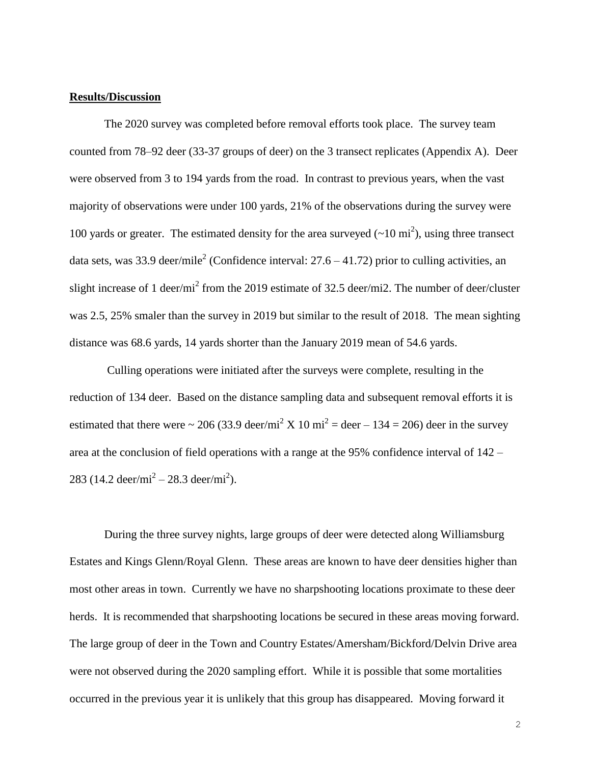**Results/Discussion**

The 2020 survey was completed before removal efforts took place. The survey team counted from 78–92 deer (33-37 groups of deer) on the 3 transect replicates (Appendix A). Deer were observed from 3 to 194 yards from the road. In contrast to previous years, when the vast majority of observations were under 100 yards, 21% of the observations during the survey were 100 yards or greater. The estimated density for the area surveyed (~10 mi$^2$), using three transect data sets, was 33.9 deer/mile$^2$ (Confidence interval: 27.6 – 41.72) prior to culling activities, an slight increase of 1 deer/mi$^2$ from the 2019 estimate of 32.5 deer/mi2. The number of deer/cluster was 2.5, 25% smaler than the survey in 2019 but similar to the result of 2018. The mean sighting distance was 68.6 yards, 14 yards shorter than the January 2019 mean of 54.6 yards.

Culling operations were initiated after the surveys were complete, resulting in the reduction of 134 deer. Based on the distance sampling data and subsequent removal efforts it is estimated that there were ~ 206 (33.9 deer/mi$^2$ X 10 mi$^2$ = deer – 134 = 206) deer in the survey area at the conclusion of field operations with a range at the 95% confidence interval of 142 – 283 (14.2 deer/mi$^2$ – 28.3 deer/mi$^2$).

During the three survey nights, large groups of deer were detected along Williamsburg Estates and Kings Glenn/Royal Glenn. These areas are known to have deer densities higher than most other areas in town. Currently we have no sharpshooting locations proximate to these deer herds. It is recommended that sharpshooting locations be secured in these areas moving forward. The large group of deer in the Town and Country Estates/Amersham/Bickford/Delvin Drive area were not observed during the 2020 sampling effort. While it is possible that some mortalities occurred in the previous year it is unlikely that this group has disappeared. Moving forward it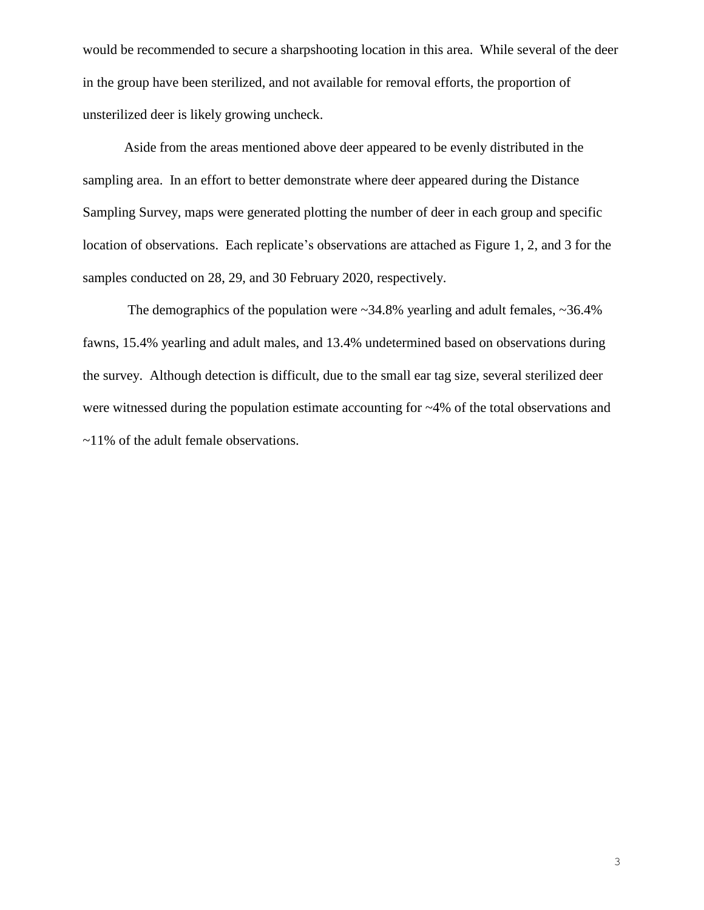would be recommended to secure a sharpshooting location in this area. While several of the deer in the group have been sterilized, and not available for removal efforts, the proportion of unsterilized deer is likely growing uncheck.

Aside from the areas mentioned above deer appeared to be evenly distributed in the sampling area. In an effort to better demonstrate where deer appeared during the Distance Sampling Survey, maps were generated plotting the number of deer in each group and specific location of observations. Each replicate's observations are attached as Figure 1, 2, and 3 for the samples conducted on 28, 29, and 30 February 2020, respectively.

The demographics of the population were ~34.8% yearling and adult females, ~36.4% fawns, 15.4% yearling and adult males, and 13.4% undetermined based on observations during the survey. Although detection is difficult, due to the small ear tag size, several sterilized deer were witnessed during the population estimate accounting for ~4% of the total observations and ~11% of the adult female observations.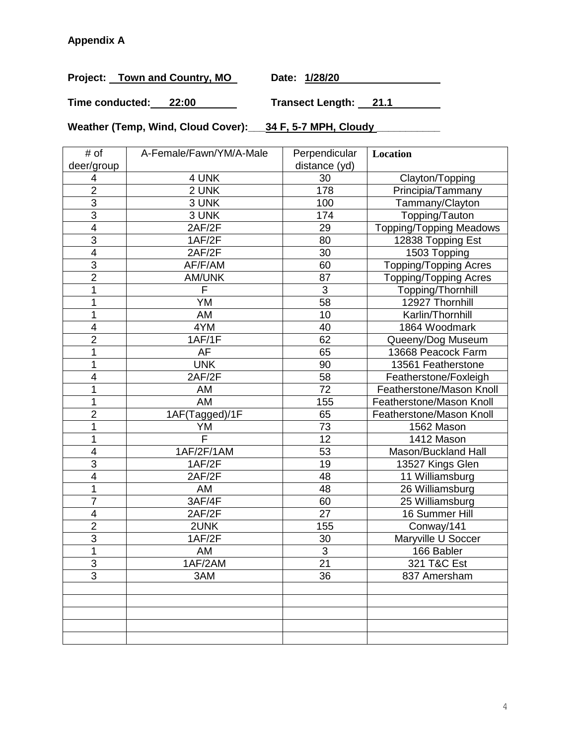**Appendix A**

**Project: Town and Country, MO** **Date: 1/28/20**

**Time conducted: 22:00** **Transect Length: 21.1**

**Weather (Temp, Wind, Cloud Cover): 34 F, 5-7 MPH, Cloudy**

| # of deer/group | A-Female/Fawn/YM/A-Male | Perpendicular distance (yd) | Location |
|---|---|---|---|
| 4 | 4 UNK | 30 | Clayton/Topping |
| 2 | 2 UNK | 178 | Principia/Tammany |
| 3 | 3 UNK | 100 | Tammany/Clayton |
| 3 | 3 UNK | 174 | Topping/Tauton |
| 4 | 2AF/2F | 29 | Topping/Topping Meadows |
| 3 | 1AF/2F | 80 | 12838 Topping Est |
| 4 | 2AF/2F | 30 | 1503 Topping |
| 3 | AF/F/AM | 60 | Topping/Topping Acres |
| 2 | AM/UNK | 87 | Topping/Topping Acres |
| 1 | F | 3 | Topping/Thornhill |
| 1 | YM | 58 | 12927 Thornhill |
| 1 | AM | 10 | Karlin/Thornhill |
| 4 | 4YM | 40 | 1864 Woodmark |
| 2 | 1AF/1F | 62 | Queeny/Dog Museum |
| 1 | AF | 65 | 13668 Peacock Farm |
| 1 | UNK | 90 | 13561 Featherstone |
| 4 | 2AF/2F | 58 | Featherstone/Foxleigh |
| 1 | AM | 72 | Featherstone/Mason Knoll |
| 1 | AM | 155 | Featherstone/Mason Knoll |
| 2 | 1AF(Tagged)/1F | 65 | Featherstone/Mason Knoll |
| 1 | YM | 73 | 1562 Mason |
| 1 | F | 12 | 1412 Mason |
| 4 | 1AF/2F/1AM | 53 | Mason/Buckland Hall |
| 3 | 1AF/2F | 19 | 13527 Kings Glen |
| 4 | 2AF/2F | 48 | 11 Williamsburg |
| 1 | AM | 48 | 26 Williamsburg |
| 7 | 3AF/4F | 60 | 25 Williamsburg |
| 4 | 2AF/2F | 27 | 16 Summer Hill |
| 2 | 2UNK | 155 | Conway/141 |
| 3 | 1AF/2F | 30 | Maryville U Soccer |
| 1 | AM | 3 | 166 Babler |
| 3 | 1AF/2AM | 21 | 321 T&C Est |
| 3 | 3AM | 36 | 837 Amersham |
| | | | |
| | | | |
| | | | |
| | | | |
| | | | |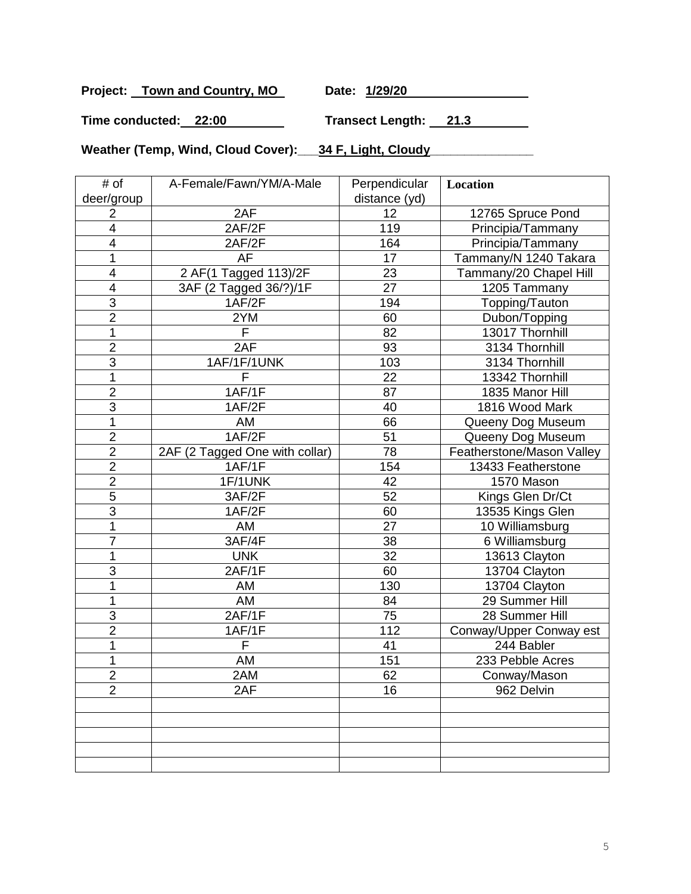**Project: Town and Country, MO** **Date: 1/29/20**

**Time conducted: 22:00** **Transect Length: 21.3**

**Weather (Temp, Wind, Cloud Cover): 34 F, Light, Cloudy**

| # of deer/group | A-Female/Fawn/YM/A-Male | Perpendicular distance (yd) | Location |
|---|---|---|---|
| 2 | 2AF | 12 | 12765 Spruce Pond |
| 4 | 2AF/2F | 119 | Principia/Tammany |
| 4 | 2AF/2F | 164 | Principia/Tammany |
| 1 | AF | 17 | Tammany/N 1240 Takara |
| 4 | 2 AF(1 Tagged 113)/2F | 23 | Tammany/20 Chapel Hill |
| 4 | 3AF (2 Tagged 36/?)/1F | 27 | 1205 Tammany |
| 3 | 1AF/2F | 194 | Topping/Tauton |
| 2 | 2YM | 60 | Dubon/Topping |
| 1 | F | 82 | 13017 Thornhill |
| 2 | 2AF | 93 | 3134 Thornhill |
| 3 | 1AF/1F/1UNK | 103 | 3134 Thornhill |
| 1 | F | 22 | 13342 Thornhill |
| 2 | 1AF/1F | 87 | 1835 Manor Hill |
| 3 | 1AF/2F | 40 | 1816 Wood Mark |
| 1 | AM | 66 | Queeny Dog Museum |
| 2 | 1AF/2F | 51 | Queeny Dog Museum |
| 2 | 2AF (2 Tagged One with collar) | 78 | Featherstone/Mason Valley |
| 2 | 1AF/1F | 154 | 13433 Featherstone |
| 2 | 1F/1UNK | 42 | 1570 Mason |
| 5 | 3AF/2F | 52 | Kings Glen Dr/Ct |
| 3 | 1AF/2F | 60 | 13535 Kings Glen |
| 1 | AM | 27 | 10 Williamsburg |
| 7 | 3AF/4F | 38 | 6 Williamsburg |
| 1 | UNK | 32 | 13613 Clayton |
| 3 | 2AF/1F | 60 | 13704 Clayton |
| 1 | AM | 130 | 13704 Clayton |
| 1 | AM | 84 | 29 Summer Hill |
| 3 | 2AF/1F | 75 | 28 Summer Hill |
| 2 | 1AF/1F | 112 | Conway/Upper Conway est |
| 1 | F | 41 | 244 Babler |
| 1 | AM | 151 | 233 Pebble Acres |
| 2 | 2AM | 62 | Conway/Mason |
| 2 | 2AF | 16 | 962 Delvin |
| | | | |
| | | | |
| | | | |
| | | | |
| | | | |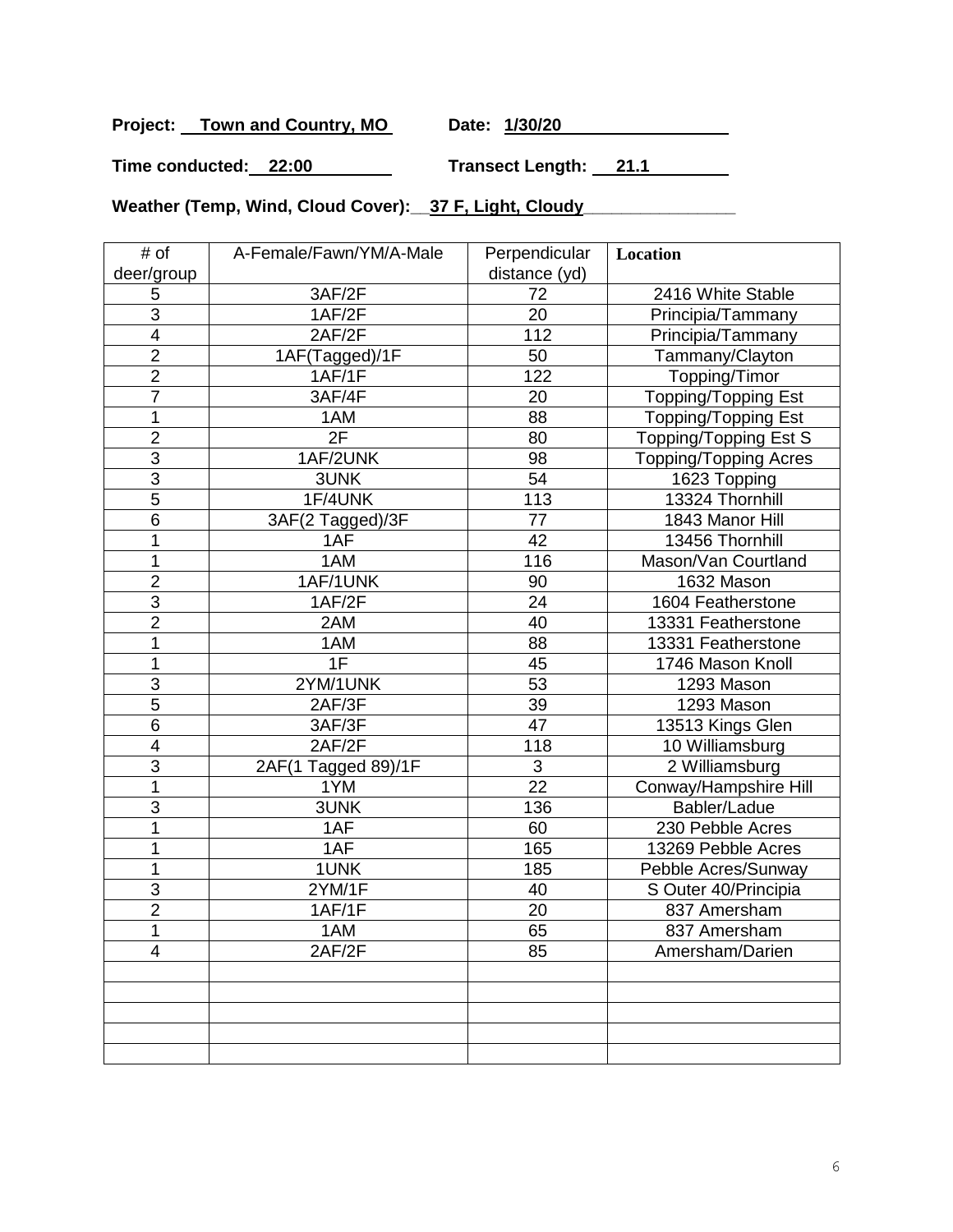**Project:** Town and Country, MO **Date:** 1/30/20

**Time conducted:** 22:00 **Transect Length:** 21.1

**Weather (Temp, Wind, Cloud Cover):** 37 F, Light, Cloudy

| # of deer/group | A-Female/Fawn/YM/A-Male | Perpendicular distance (yd) | Location |
|---|---|---|---|
| 5 | 3AF/2F | 72 | 2416 White Stable |
| 3 | 1AF/2F | 20 | Principia/Tammany |
| 4 | 2AF/2F | 112 | Principia/Tammany |
| 2 | 1AF(Tagged)/1F | 50 | Tammany/Clayton |
| 2 | 1AF/1F | 122 | Topping/Timor |
| 7 | 3AF/4F | 20 | Topping/Topping Est |
| 1 | 1AM | 88 | Topping/Topping Est |
| 2 | 2F | 80 | Topping/Topping Est S |
| 3 | 1AF/2UNK | 98 | Topping/Topping Acres |
| 3 | 3UNK | 54 | 1623 Topping |
| 5 | 1F/4UNK | 113 | 13324 Thornhill |
| 6 | 3AF(2 Tagged)/3F | 77 | 1843 Manor Hill |
| 1 | 1AF | 42 | 13456 Thornhill |
| 1 | 1AM | 116 | Mason/Van Courtland |
| 2 | 1AF/1UNK | 90 | 1632 Mason |
| 3 | 1AF/2F | 24 | 1604 Featherstone |
| 2 | 2AM | 40 | 13331 Featherstone |
| 1 | 1AM | 88 | 13331 Featherstone |
| 1 | 1F | 45 | 1746 Mason Knoll |
| 3 | 2YM/1UNK | 53 | 1293 Mason |
| 5 | 2AF/3F | 39 | 1293 Mason |
| 6 | 3AF/3F | 47 | 13513 Kings Glen |
| 4 | 2AF/2F | 118 | 10 Williamsburg |
| 3 | 2AF(1 Tagged 89)/1F | 3 | 2 Williamsburg |
| 1 | 1YM | 22 | Conway/Hampshire Hill |
| 3 | 3UNK | 136 | Babler/Ladue |
| 1 | 1AF | 60 | 230 Pebble Acres |
| 1 | 1AF | 165 | 13269 Pebble Acres |
| 1 | 1UNK | 185 | Pebble Acres/Sunway |
| 3 | 2YM/1F | 40 | S Outer 40/Principia |
| 2 | 1AF/1F | 20 | 837 Amersham |
| 1 | 1AM | 65 | 837 Amersham |
| 4 | 2AF/2F | 85 | Amersham/Darien |
| | | | |
| | | | |
| | | | |
| | | | |
| | | | |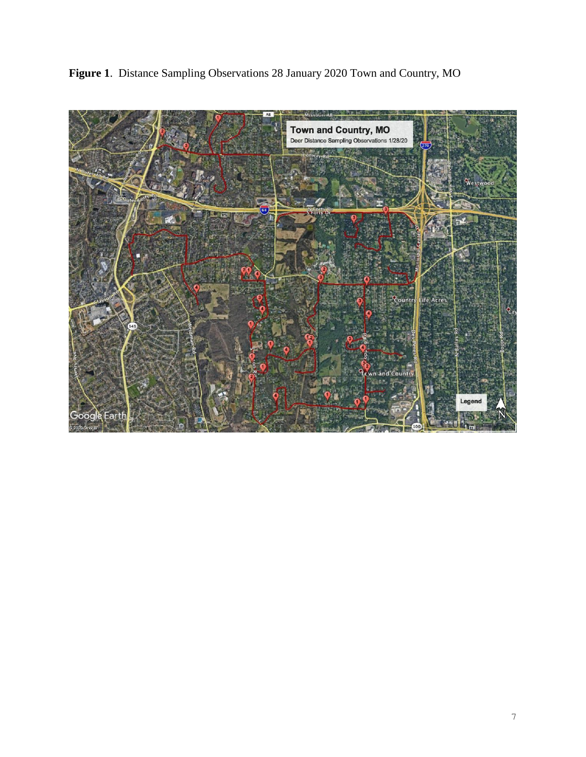**Figure 1**. Distance Sampling Observations 28 January 2020 Town and Country, MO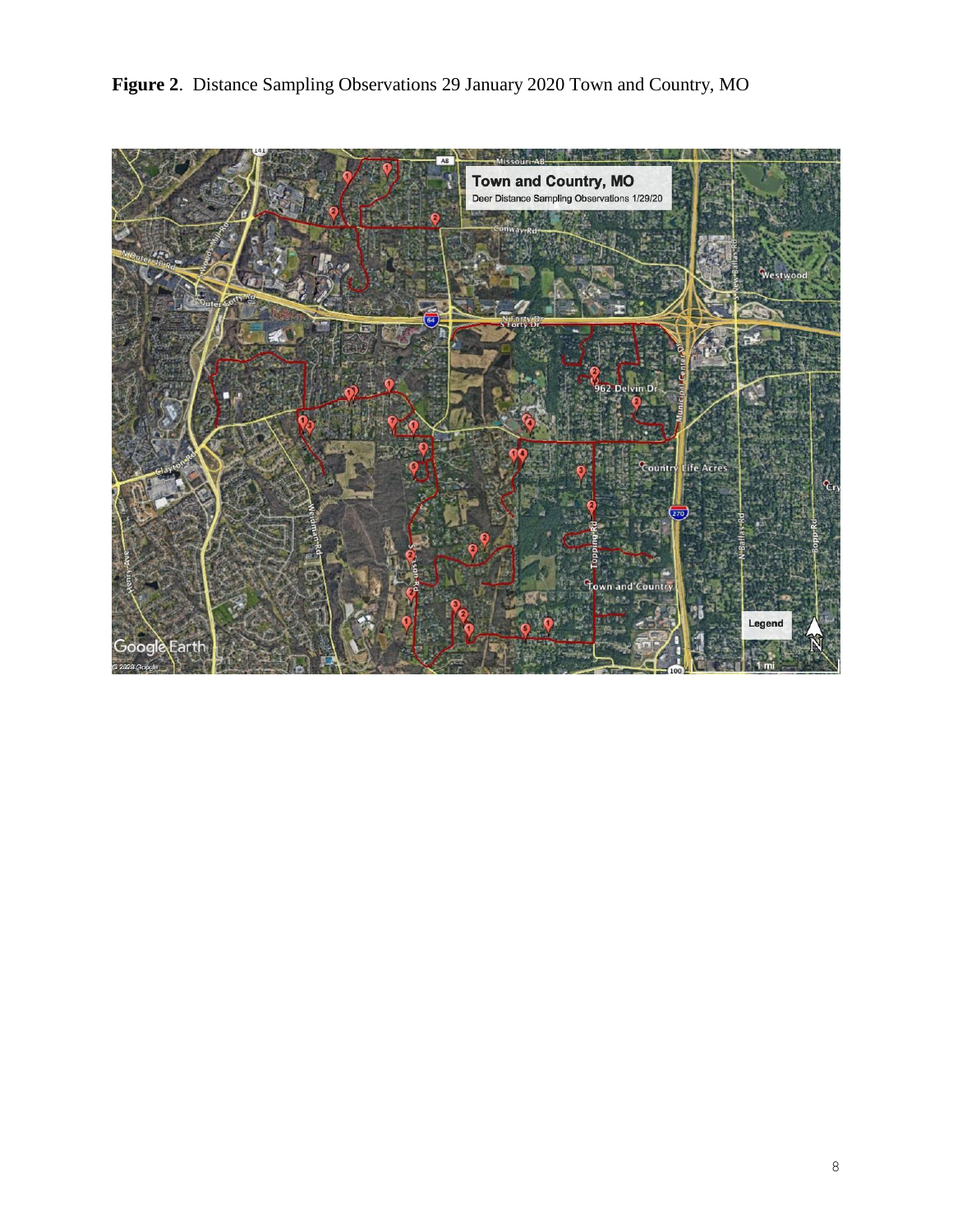**Figure 2**. Distance Sampling Observations 29 January 2020 Town and Country, MO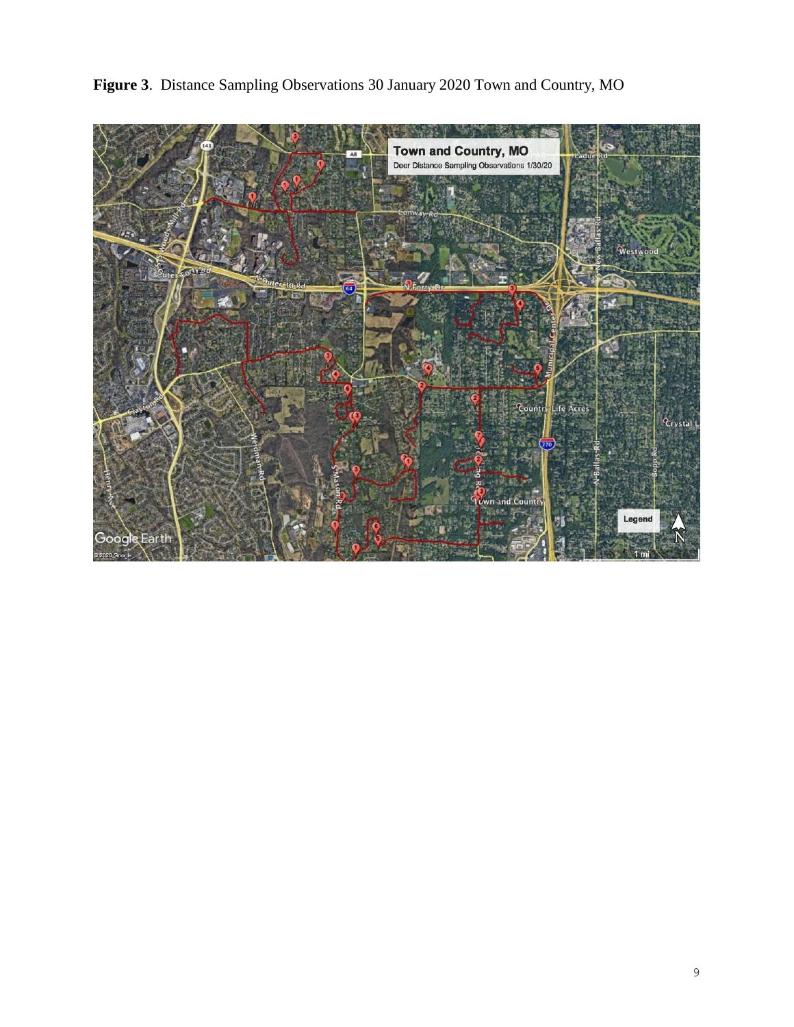**Figure 3**. Distance Sampling Observations 30 January 2020 Town and Country, MO

Town and Country, MO
Deer Distance Sampling Observations 1/30/20
Legend
N
1 mi
Google Earth
© 2020 Google